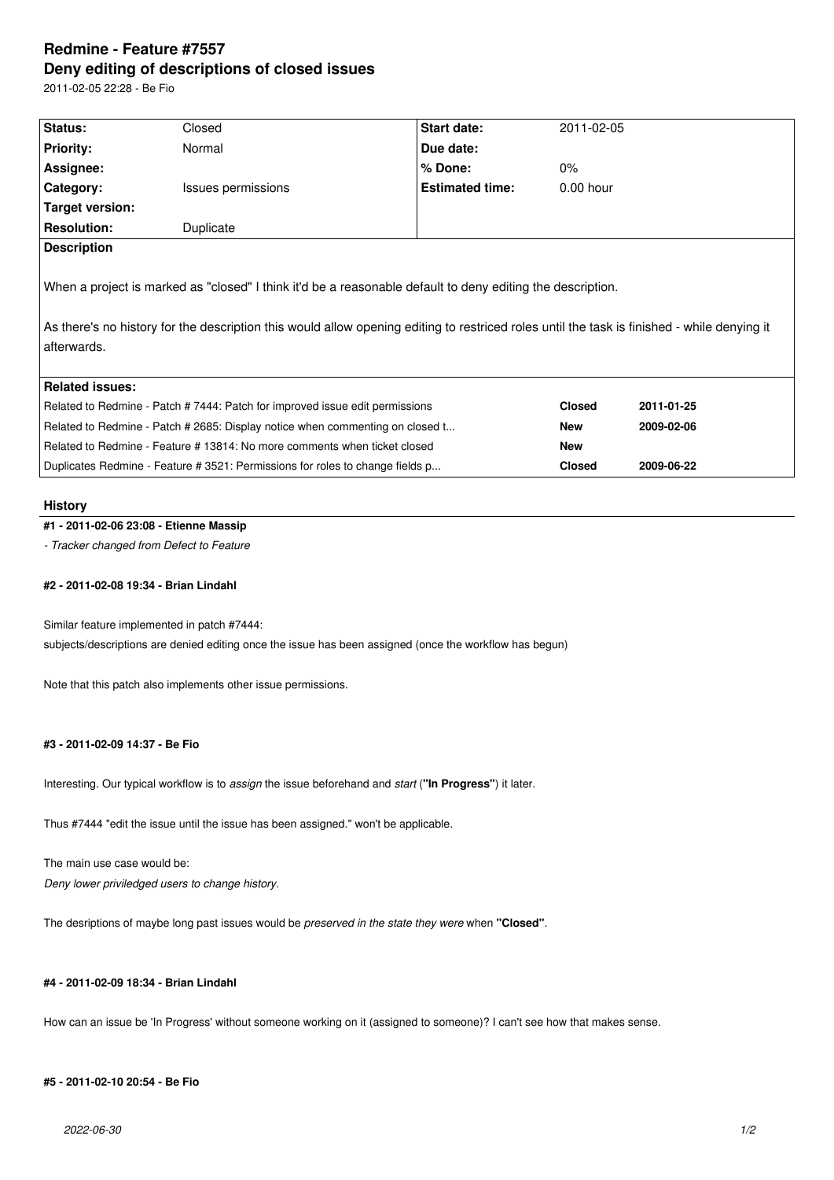# Redmine - Feature #7557

## Deny editing of descriptions of closed issues

2011-02-05 22:28 - Be Fio

| | | | |
|---|---|---|---|
| **Status:** | Closed | **Start date:** | 2011-02-05 |
| **Priority:** | Normal | **Due date:** | |
| **Assignee:** | | **% Done:** | 0% |
| **Category:** | Issues permissions | **Estimated time:** | 0.00 hour |
| **Target version:** | | | |
| **Resolution:** | Duplicate | | |

**Description**

When a project is marked as "closed" I think it'd be a reasonable default to deny editing the description.

As there's no history for the description this would allow opening editing to restriced roles until the task is finished - while denying it afterwards.

**Related issues:**

| | | |
|---|---|---|
| Related to Redmine - Patch # 7444: Patch for improved issue edit permissions | **Closed** | **2011-01-25** |
| Related to Redmine - Patch # 2685: Display notice when commenting on closed t... | **New** | **2009-02-06** |
| Related to Redmine - Feature # 13814: No more comments when ticket closed | **New** | |
| Duplicates Redmine - Feature # 3521: Permissions for roles to change fields p... | **Closed** | **2009-06-22** |

## History

#### #1 - 2011-02-06 23:08 - Etienne Massip

*- Tracker changed from Defect to Feature*

#### #2 - 2011-02-08 19:34 - Brian Lindahl

Similar feature implemented in patch #7444:
subjects/descriptions are denied editing once the issue has been assigned (once the workflow has begun)

Note that this patch also implements other issue permissions.

#### #3 - 2011-02-09 14:37 - Be Fio

Interesting. Our typical workflow is to *assign* the issue beforehand and *start* (**"In Progress"**) it later.

Thus #7444 "edit the issue until the issue has been assigned." won't be applicable.

The main use case would be:
*Deny lower priviledged users to change history.*

The desriptions of maybe long past issues would be *preserved in the state they were* when **"Closed"**.

#### #4 - 2011-02-09 18:34 - Brian Lindahl

How can an issue be 'In Progress' without someone working on it (assigned to someone)? I can't see how that makes sense.

#### #5 - 2011-02-10 20:54 - Be Fio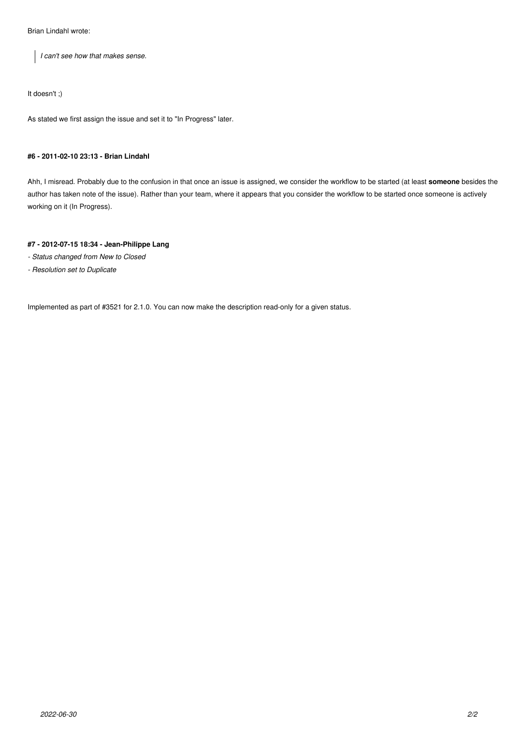Brian Lindahl wrote:

> *I can't see how that makes sense.*

It doesn't ;)

As stated we first assign the issue and set it to "In Progress" later.

#### #6 - 2011-02-10 23:13 - Brian Lindahl

Ahh, I misread. Probably due to the confusion in that once an issue is assigned, we consider the workflow to be started (at least **someone** besides the author has taken note of the issue). Rather than your team, where it appears that you consider the workflow to be started once someone is actively working on it (In Progress).

#### #7 - 2012-07-15 18:34 - Jean-Philippe Lang

- *Status changed from New to Closed*
- *Resolution set to Duplicate*

Implemented as part of #3521 for 2.1.0. You can now make the description read-only for a given status.